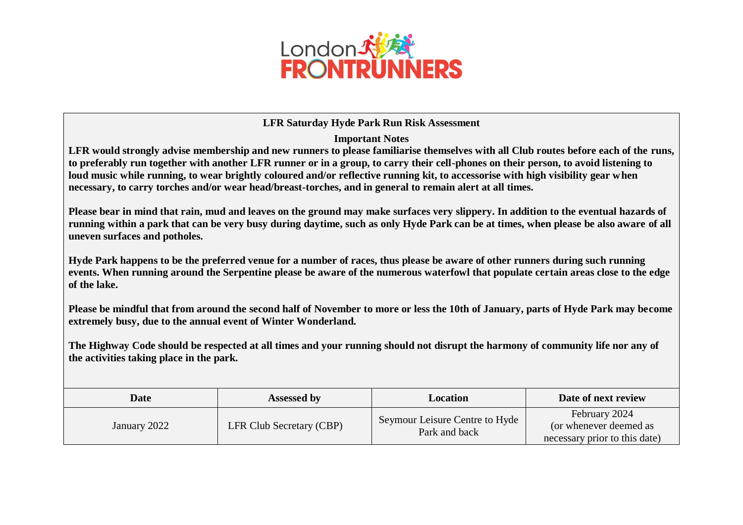# LFR Saturday Hyde Park Run Risk Assessment

## Important Notes

**LFR would strongly advise membership and new runners to please familiarise themselves with all Club routes before each of the runs, to preferably run together with another LFR runner or in a group, to carry their cell-phones on their person, to avoid listening to loud music while running, to wear brightly coloured and/or reflective running kit, to accessorise with high visibility gear when necessary, to carry torches and/or wear head/breast-torches, and in general to remain alert at all times.**

**Please bear in mind that rain, mud and leaves on the ground may make surfaces very slippery. In addition to the eventual hazards of running within a park that can be very busy during daytime, such as only Hyde Park can be at times, when please be also aware of all uneven surfaces and potholes.**

**Hyde Park happens to be the preferred venue for a number of races, thus please be aware of other runners during such running events. When running around the Serpentine please be aware of the numerous waterfowl that populate certain areas close to the edge of the lake.**

**Please be mindful that from around the second half of November to more or less the 10th of January, parts of Hyde Park may become extremely busy, due to the annual event of Winter Wonderland.**

**The Highway Code should be respected at all times and your running should not disrupt the harmony of community life nor any of the activities taking place in the park.**

| Date | Assessed by | Location | Date of next review |
|---|---|---|---|
| January 2022 | LFR Club Secretary (CBP) | Seymour Leisure Centre to Hyde Park and back | February 2024 (or whenever deemed as necessary prior to this date) |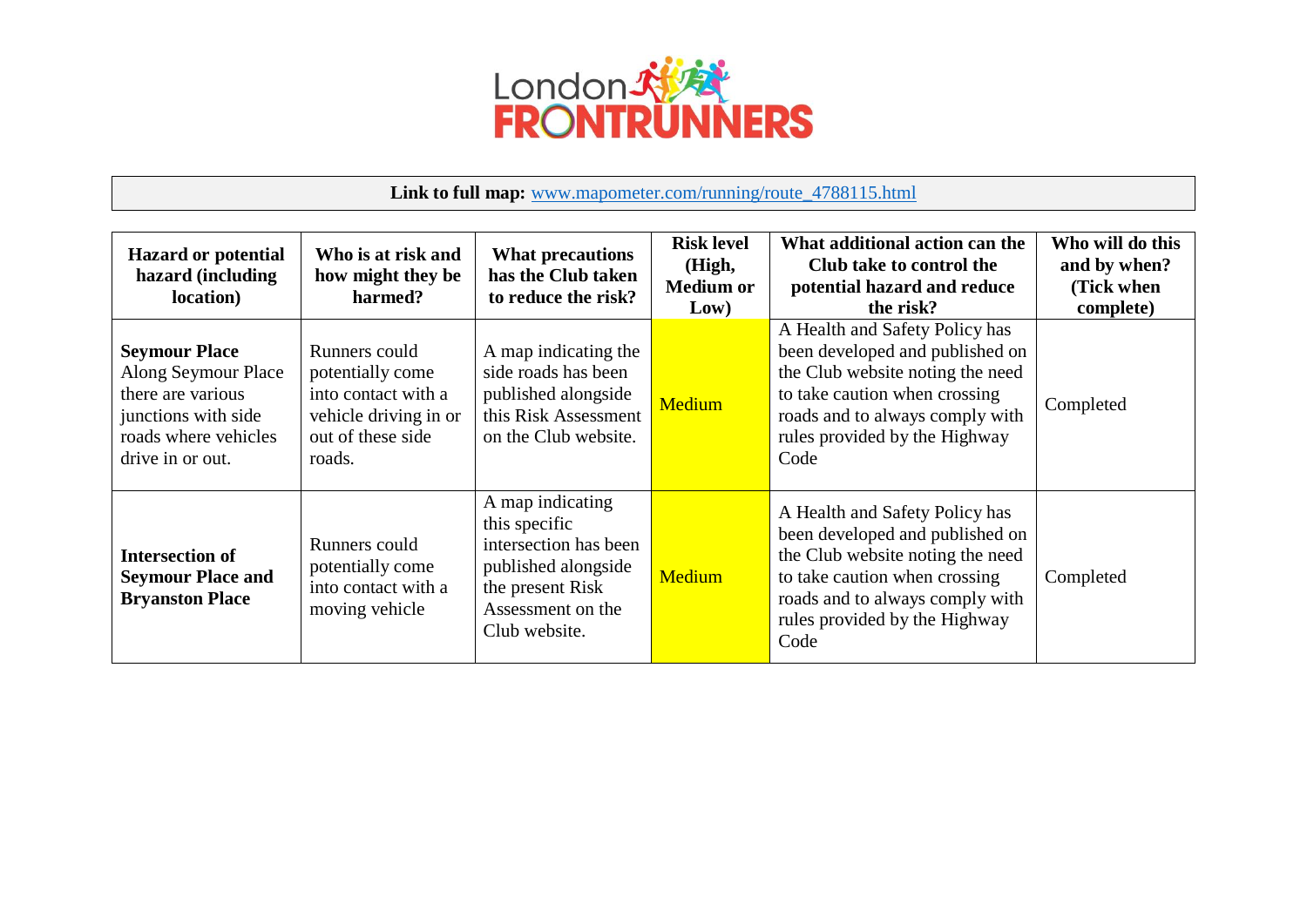**Link to full map:** [www.mapometer.com/running/route_4788115.html](http://www.mapometer.com/running/route_4788115.html)

| Hazard or potential hazard (including location) | Who is at risk and how might they be harmed? | What precautions has the Club taken to reduce the risk? | Risk level (High, Medium or Low) | What additional action can the Club take to control the potential hazard and reduce the risk? | Who will do this and by when? (Tick when complete) |
|---|---|---|---|---|---|
| **Seymour Place** Along Seymour Place there are various junctions with side roads where vehicles drive in or out. | Runners could potentially come into contact with a vehicle driving in or out of these side roads. | A map indicating the side roads has been published alongside this Risk Assessment on the Club website. | Medium | A Health and Safety Policy has been developed and published on the Club website noting the need to take caution when crossing roads and to always comply with rules provided by the Highway Code | Completed |
| **Intersection of Seymour Place and Bryanston Place** | Runners could potentially come into contact with a moving vehicle | A map indicating this specific intersection has been published alongside the present Risk Assessment on the Club website. | Medium | A Health and Safety Policy has been developed and published on the Club website noting the need to take caution when crossing roads and to always comply with rules provided by the Highway Code | Completed |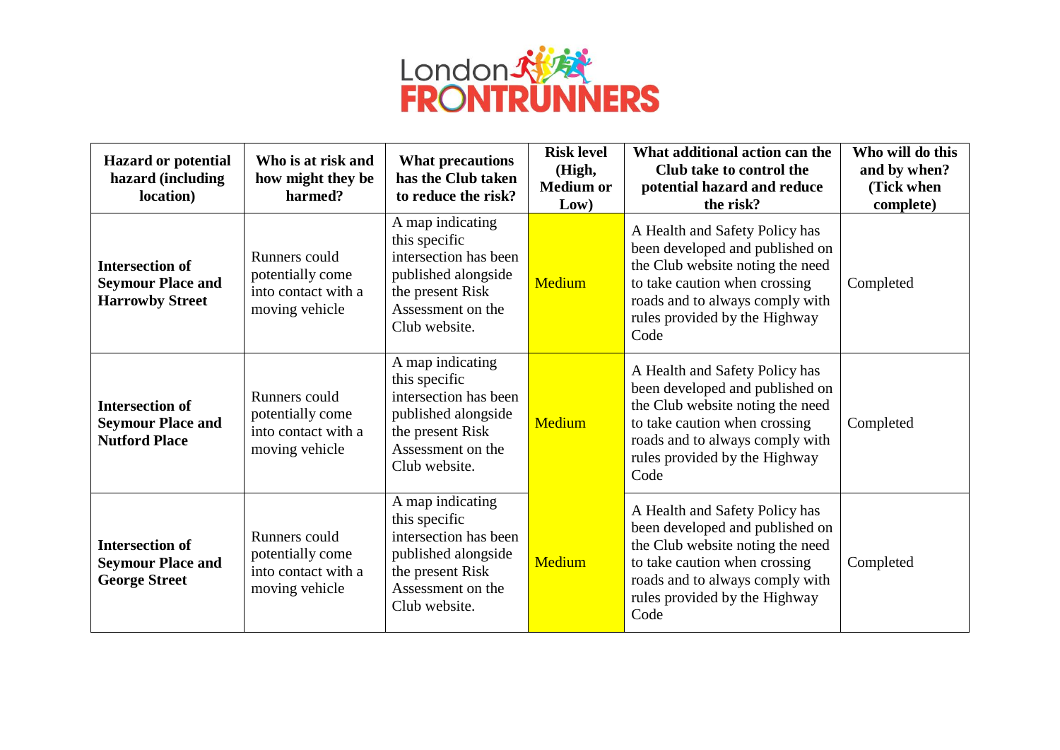| Hazard or potential hazard (including location) | Who is at risk and how might they be harmed? | What precautions has the Club taken to reduce the risk? | Risk level (High, Medium or Low) | What additional action can the Club take to control the potential hazard and reduce the risk? | Who will do this and by when? (Tick when complete) |
|---|---|---|---|---|---|
| **Intersection of Seymour Place and Harrowby Street** | Runners could potentially come into contact with a moving vehicle | A map indicating this specific intersection has been published alongside the present Risk Assessment on the Club website. | Medium | A Health and Safety Policy has been developed and published on the Club website noting the need to take caution when crossing roads and to always comply with rules provided by the Highway Code | Completed |
| **Intersection of Seymour Place and Nutford Place** | Runners could potentially come into contact with a moving vehicle | A map indicating this specific intersection has been published alongside the present Risk Assessment on the Club website. | Medium | A Health and Safety Policy has been developed and published on the Club website noting the need to take caution when crossing roads and to always comply with rules provided by the Highway Code | Completed |
| **Intersection of Seymour Place and George Street** | Runners could potentially come into contact with a moving vehicle | A map indicating this specific intersection has been published alongside the present Risk Assessment on the Club website. | Medium | A Health and Safety Policy has been developed and published on the Club website noting the need to take caution when crossing roads and to always comply with rules provided by the Highway Code | Completed |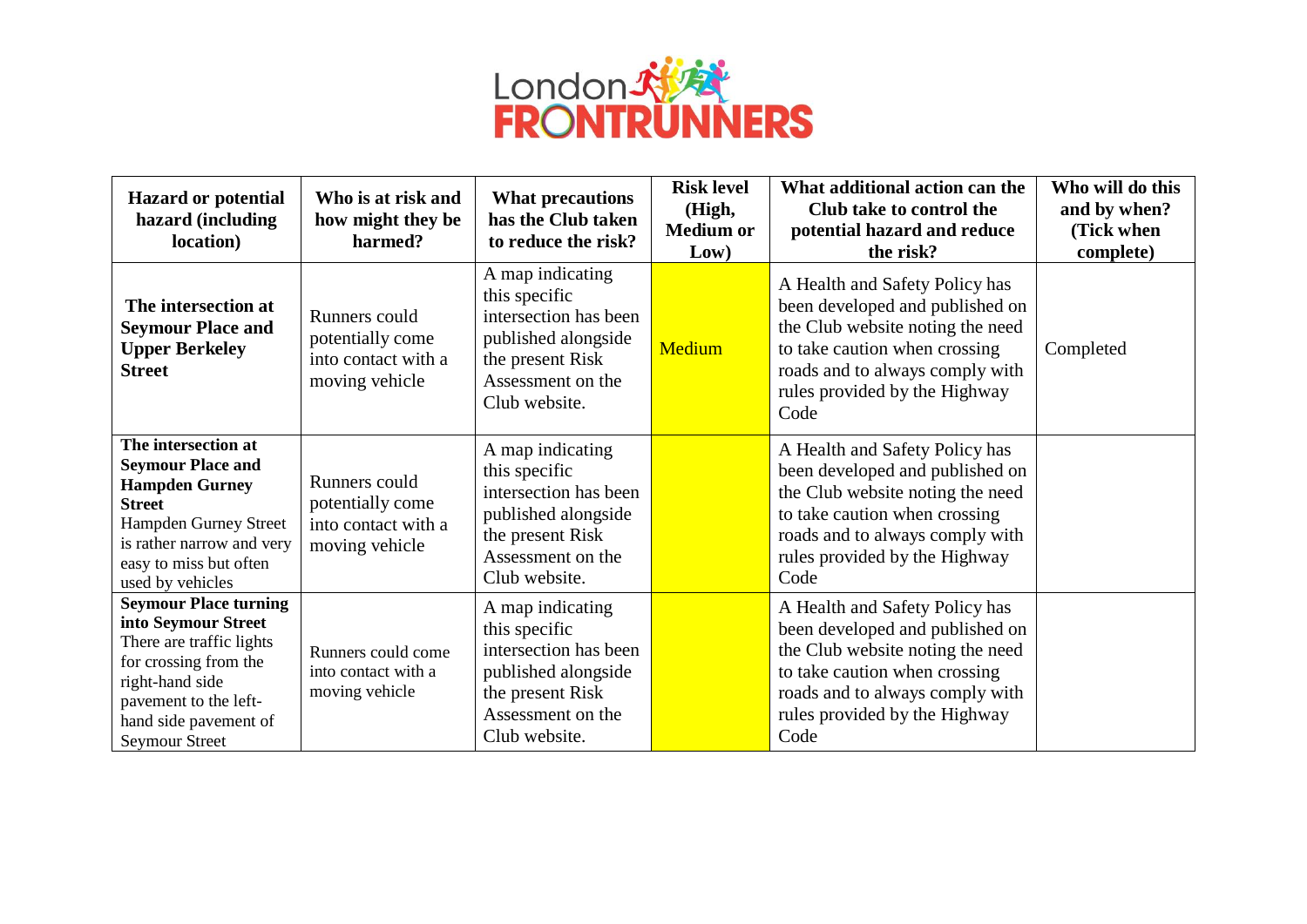| Hazard or potential hazard (including location) | Who is at risk and how might they be harmed? | What precautions has the Club taken to reduce the risk? | Risk level (High, Medium or Low) | What additional action can the Club take to control the potential hazard and reduce the risk? | Who will do this and by when? (Tick when complete) |
|---|---|---|---|---|---|
| **The intersection at Seymour Place and Upper Berkeley Street** | Runners could potentially come into contact with a moving vehicle | A map indicating this specific intersection has been published alongside the present Risk Assessment on the Club website. | Medium | A Health and Safety Policy has been developed and published on the Club website noting the need to take caution when crossing roads and to always comply with rules provided by the Highway Code | Completed |
| **The intersection at Seymour Place and Hampden Gurney Street** Hampden Gurney Street is rather narrow and very easy to miss but often used by vehicles | Runners could potentially come into contact with a moving vehicle | A map indicating this specific intersection has been published alongside the present Risk Assessment on the Club website. | | A Health and Safety Policy has been developed and published on the Club website noting the need to take caution when crossing roads and to always comply with rules provided by the Highway Code | |
| **Seymour Place turning into Seymour Street** There are traffic lights for crossing from the right-hand side pavement to the left-hand side pavement of Seymour Street | Runners could come into contact with a moving vehicle | A map indicating this specific intersection has been published alongside the present Risk Assessment on the Club website. | | A Health and Safety Policy has been developed and published on the Club website noting the need to take caution when crossing roads and to always comply with rules provided by the Highway Code | |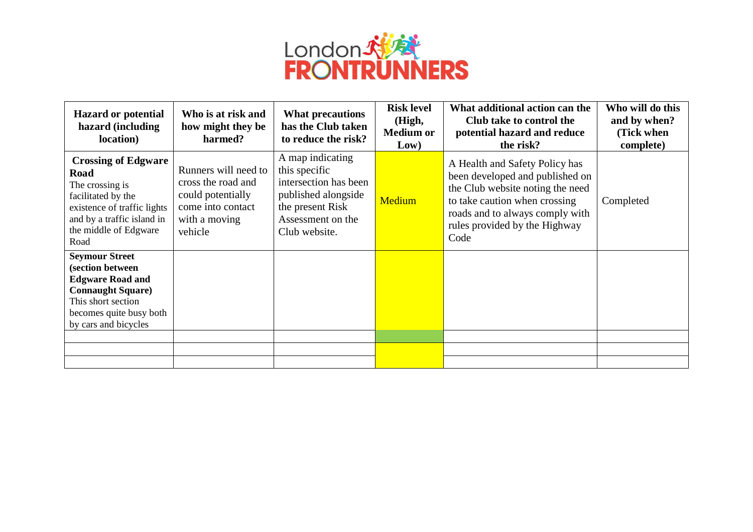| Hazard or potential hazard (including location) | Who is at risk and how might they be harmed? | What precautions has the Club taken to reduce the risk? | Risk level (High, Medium or Low) | What additional action can the Club take to control the potential hazard and reduce the risk? | Who will do this and by when? (Tick when complete) |
|---|---|---|---|---|---|
| **Crossing of Edgware Road** The crossing is facilitated by the existence of traffic lights and by a traffic island in the middle of Edgware Road | Runners will need to cross the road and could potentially come into contact with a moving vehicle | A map indicating this specific intersection has been published alongside the present Risk Assessment on the Club website. | Medium | A Health and Safety Policy has been developed and published on the Club website noting the need to take caution when crossing roads and to always comply with rules provided by the Highway Code | Completed |
| **Seymour Street (section between Edgware Road and Connaught Square)** This short section becomes quite busy both by cars and bicycles | | | | | |
| | | | | | |
| | | | | | |
| | | | | | |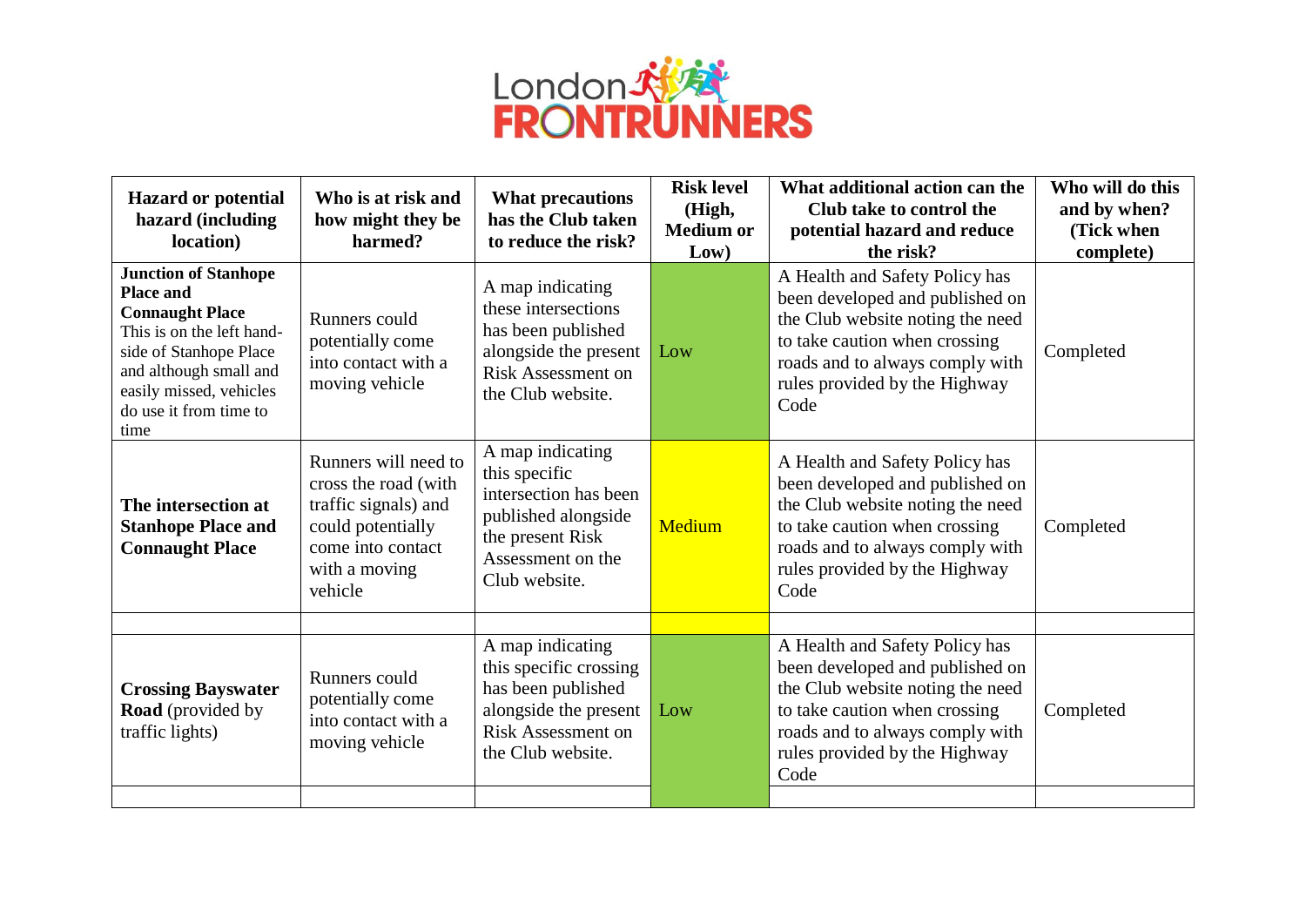| Hazard or potential hazard (including location) | Who is at risk and how might they be harmed? | What precautions has the Club taken to reduce the risk? | Risk level (High, Medium or Low) | What additional action can the Club take to control the potential hazard and reduce the risk? | Who will do this and by when? (Tick when complete) |
|---|---|---|---|---|---|
| **Junction of Stanhope Place and Connaught Place** This is on the left hand-side of Stanhope Place and although small and easily missed, vehicles do use it from time to time | Runners could potentially come into contact with a moving vehicle | A map indicating these intersections has been published alongside the present Risk Assessment on the Club website. | Low | A Health and Safety Policy has been developed and published on the Club website noting the need to take caution when crossing roads and to always comply with rules provided by the Highway Code | Completed |
| **The intersection at Stanhope Place and Connaught Place** | Runners will need to cross the road (with traffic signals) and could potentially come into contact with a moving vehicle | A map indicating this specific intersection has been published alongside the present Risk Assessment on the Club website. | Medium | A Health and Safety Policy has been developed and published on the Club website noting the need to take caution when crossing roads and to always comply with rules provided by the Highway Code | Completed |
| | | | | | |
| **Crossing Bayswater Road** (provided by traffic lights) | Runners could potentially come into contact with a moving vehicle | A map indicating this specific crossing has been published alongside the present Risk Assessment on the Club website. | Low | A Health and Safety Policy has been developed and published on the Club website noting the need to take caution when crossing roads and to always comply with rules provided by the Highway Code | Completed |
| | | | | | |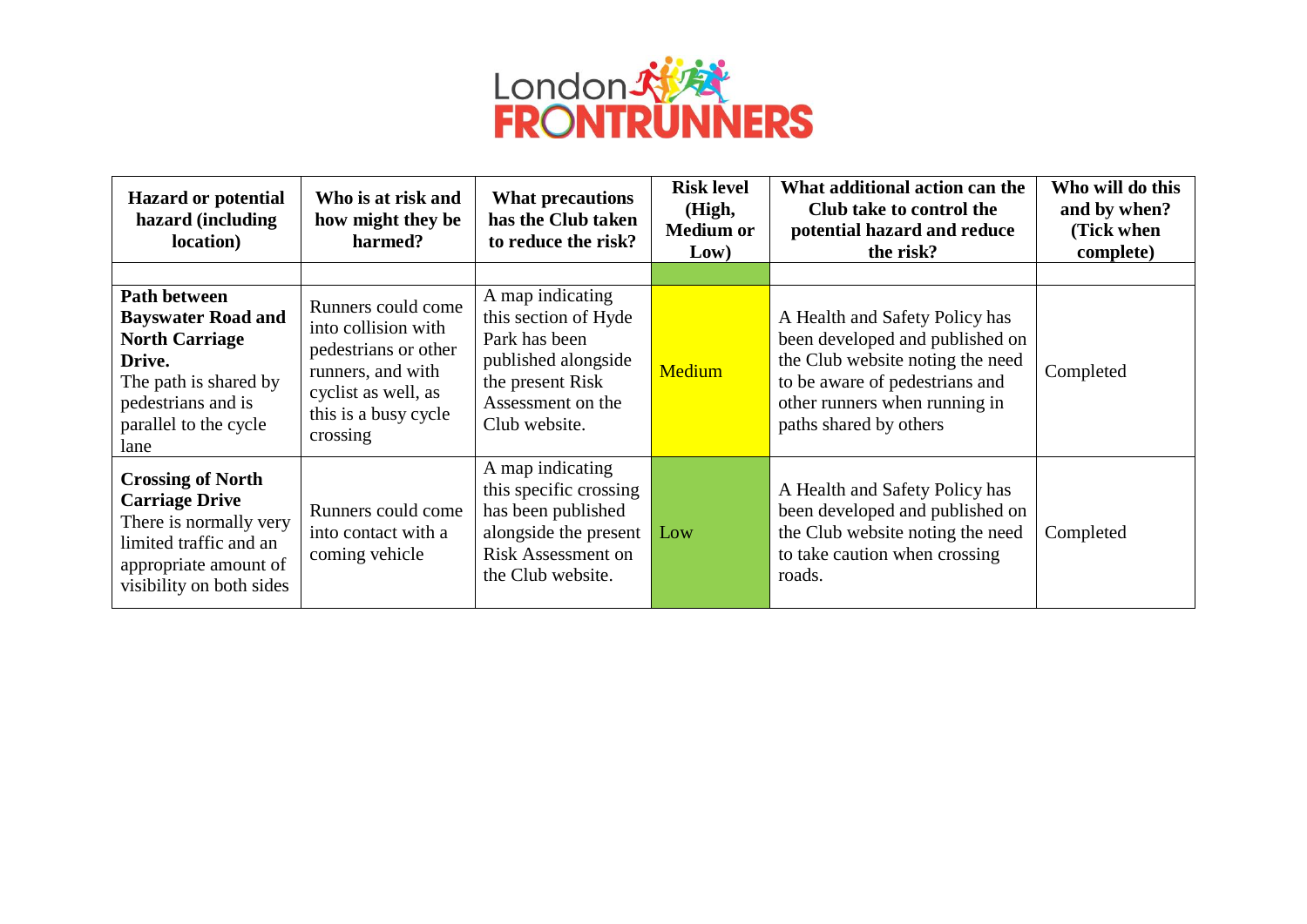| Hazard or potential hazard (including location) | Who is at risk and how might they be harmed? | What precautions has the Club taken to reduce the risk? | Risk level (High, Medium or Low) | What additional action can the Club take to control the potential hazard and reduce the risk? | Who will do this and by when? (Tick when complete) |
|---|---|---|---|---|---|
| | | | | | |
| **Path between Bayswater Road and North Carriage Drive.** The path is shared by pedestrians and is parallel to the cycle lane | Runners could come into collision with pedestrians or other runners, and with cyclist as well, as this is a busy cycle crossing | A map indicating this section of Hyde Park has been published alongside the present Risk Assessment on the Club website. | Medium | A Health and Safety Policy has been developed and published on the Club website noting the need to be aware of pedestrians and other runners when running in paths shared by others | Completed |
| **Crossing of North Carriage Drive** There is normally very limited traffic and an appropriate amount of visibility on both sides | Runners could come into contact with a coming vehicle | A map indicating this specific crossing has been published alongside the present Risk Assessment on the Club website. | Low | A Health and Safety Policy has been developed and published on the Club website noting the need to take caution when crossing roads. | Completed |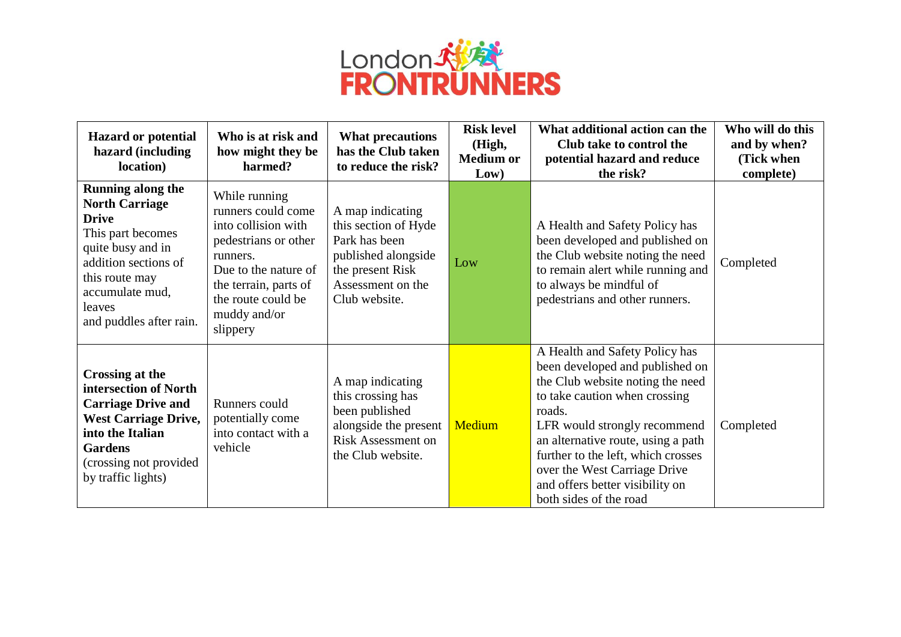| Hazard or potential hazard (including location) | Who is at risk and how might they be harmed? | What precautions has the Club taken to reduce the risk? | Risk level (High, Medium or Low) | What additional action can the Club take to control the potential hazard and reduce the risk? | Who will do this and by when? (Tick when complete) |
|---|---|---|---|---|---|
| **Running along the North Carriage Drive** This part becomes quite busy and in addition sections of this route may accumulate mud, leaves and puddles after rain. | While running runners could come into collision with pedestrians or other runners. Due to the nature of the terrain, parts of the route could be muddy and/or slippery | A map indicating this section of Hyde Park has been published alongside the present Risk Assessment on the Club website. | Low | A Health and Safety Policy has been developed and published on the Club website noting the need to remain alert while running and to always be mindful of pedestrians and other runners. | Completed |
| **Crossing at the intersection of North Carriage Drive and West Carriage Drive, into the Italian Gardens** (crossing not provided by traffic lights) | Runners could potentially come into contact with a vehicle | A map indicating this crossing has been published alongside the present Risk Assessment on the Club website. | Medium | A Health and Safety Policy has been developed and published on the Club website noting the need to take caution when crossing roads. LFR would strongly recommend an alternative route, using a path further to the left, which crosses over the West Carriage Drive and offers better visibility on both sides of the road | Completed |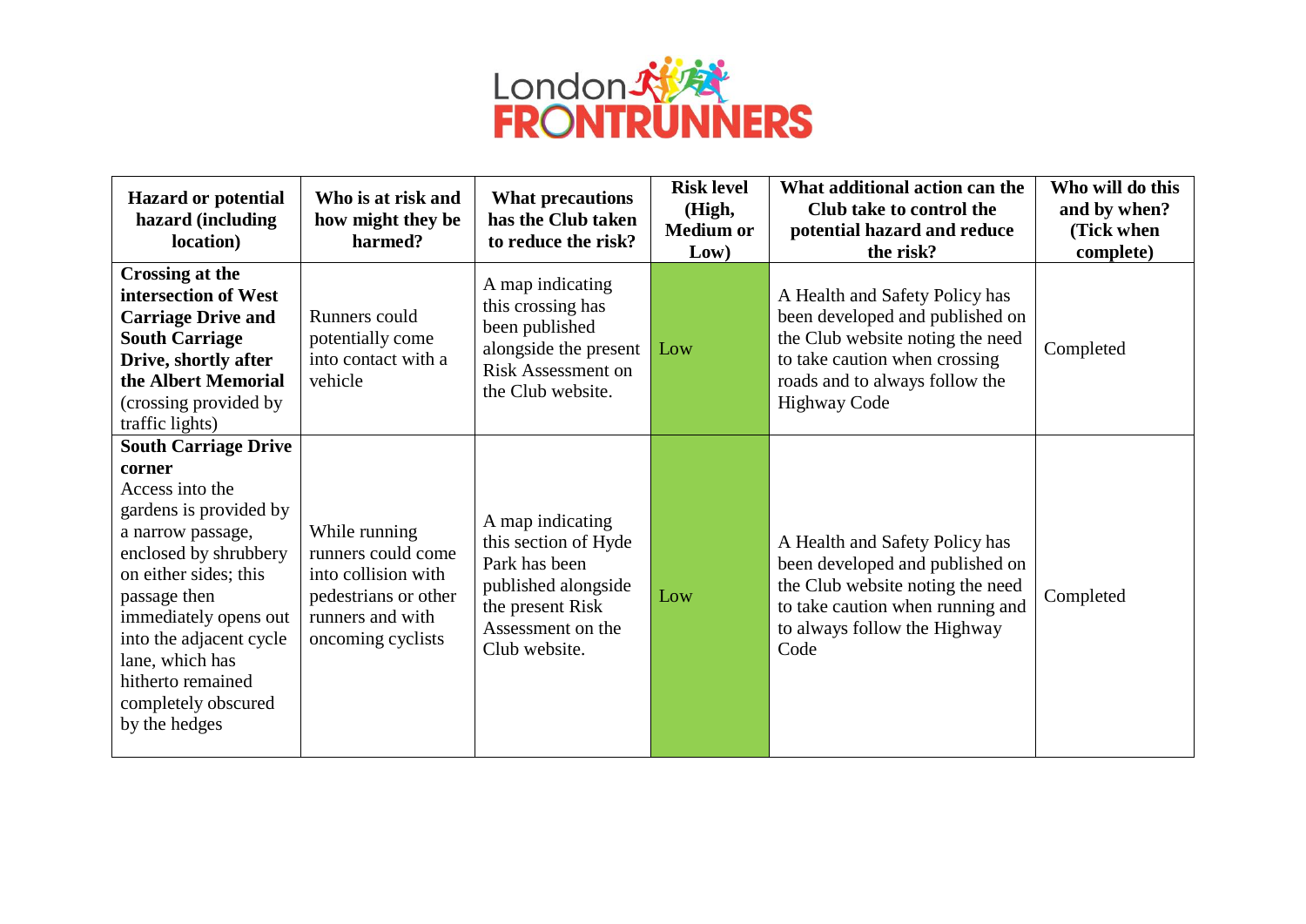| Hazard or potential hazard (including location) | Who is at risk and how might they be harmed? | What precautions has the Club taken to reduce the risk? | Risk level (High, Medium or Low) | What additional action can the Club take to control the potential hazard and reduce the risk? | Who will do this and by when? (Tick when complete) |
|---|---|---|---|---|---|
| **Crossing at the intersection of West Carriage Drive and South Carriage Drive, shortly after the Albert Memorial** (crossing provided by traffic lights) | Runners could potentially come into contact with a vehicle | A map indicating this crossing has been published alongside the present Risk Assessment on the Club website. | Low | A Health and Safety Policy has been developed and published on the Club website noting the need to take caution when crossing roads and to always follow the Highway Code | Completed |
| **South Carriage Drive corner** Access into the gardens is provided by a narrow passage, enclosed by shrubbery on either sides; this passage then immediately opens out into the adjacent cycle lane, which has hitherto remained completely obscured by the hedges | While running runners could come into collision with pedestrians or other runners and with oncoming cyclists | A map indicating this section of Hyde Park has been published alongside the present Risk Assessment on the Club website. | Low | A Health and Safety Policy has been developed and published on the Club website noting the need to take caution when running and to always follow the Highway Code | Completed |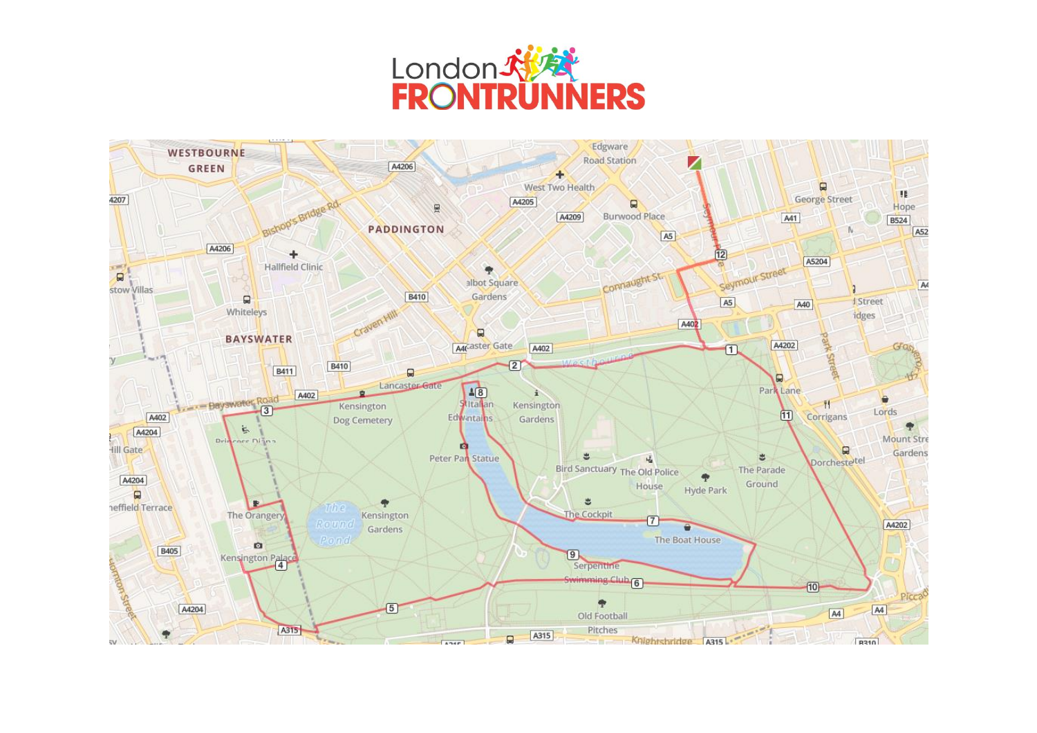London FRONTRUNNERS